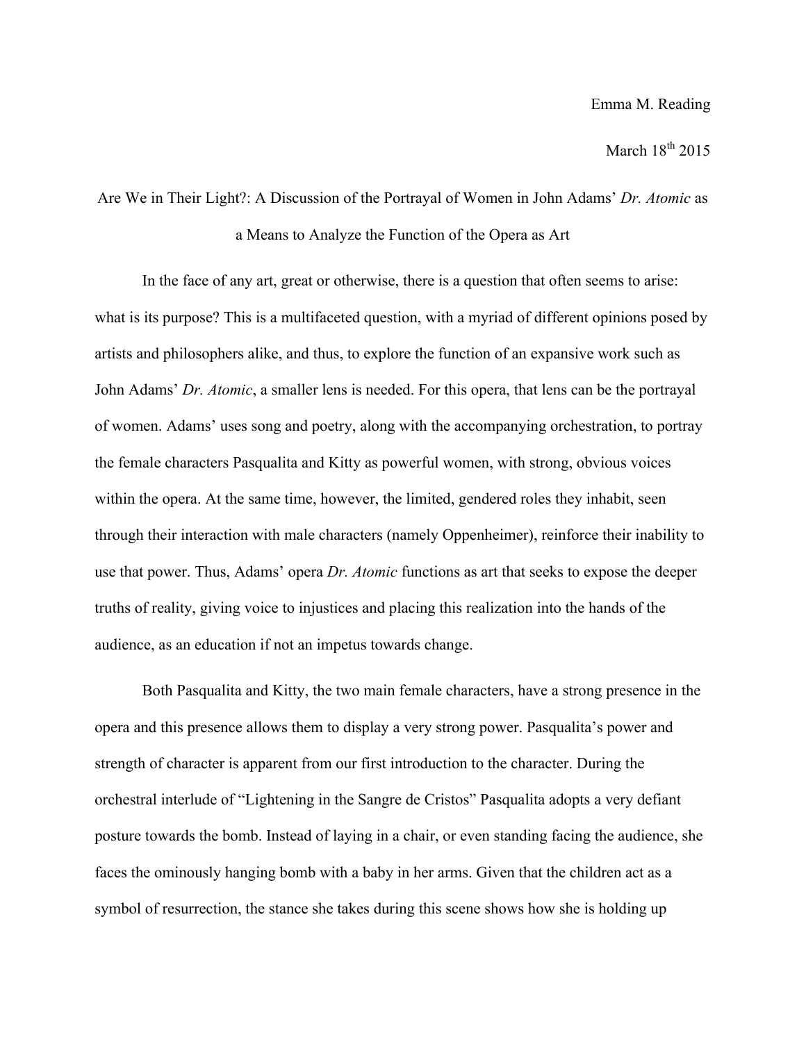Emma M. Reading

March 18th 2015

# Are We in Their Light?: A Discussion of the Portrayal of Women in John Adams' *Dr. Atomic* as a Means to Analyze the Function of the Opera as Art

In the face of any art, great or otherwise, there is a question that often seems to arise: what is its purpose? This is a multifaceted question, with a myriad of different opinions posed by artists and philosophers alike, and thus, to explore the function of an expansive work such as John Adams' *Dr. Atomic*, a smaller lens is needed. For this opera, that lens can be the portrayal of women. Adams' uses song and poetry, along with the accompanying orchestration, to portray the female characters Pasqualita and Kitty as powerful women, with strong, obvious voices within the opera. At the same time, however, the limited, gendered roles they inhabit, seen through their interaction with male characters (namely Oppenheimer), reinforce their inability to use that power. Thus, Adams' opera *Dr. Atomic* functions as art that seeks to expose the deeper truths of reality, giving voice to injustices and placing this realization into the hands of the audience, as an education if not an impetus towards change.

Both Pasqualita and Kitty, the two main female characters, have a strong presence in the opera and this presence allows them to display a very strong power. Pasqualita's power and strength of character is apparent from our first introduction to the character. During the orchestral interlude of "Lightening in the Sangre de Cristos" Pasqualita adopts a very defiant posture towards the bomb. Instead of laying in a chair, or even standing facing the audience, she faces the ominously hanging bomb with a baby in her arms. Given that the children act as a symbol of resurrection, the stance she takes during this scene shows how she is holding up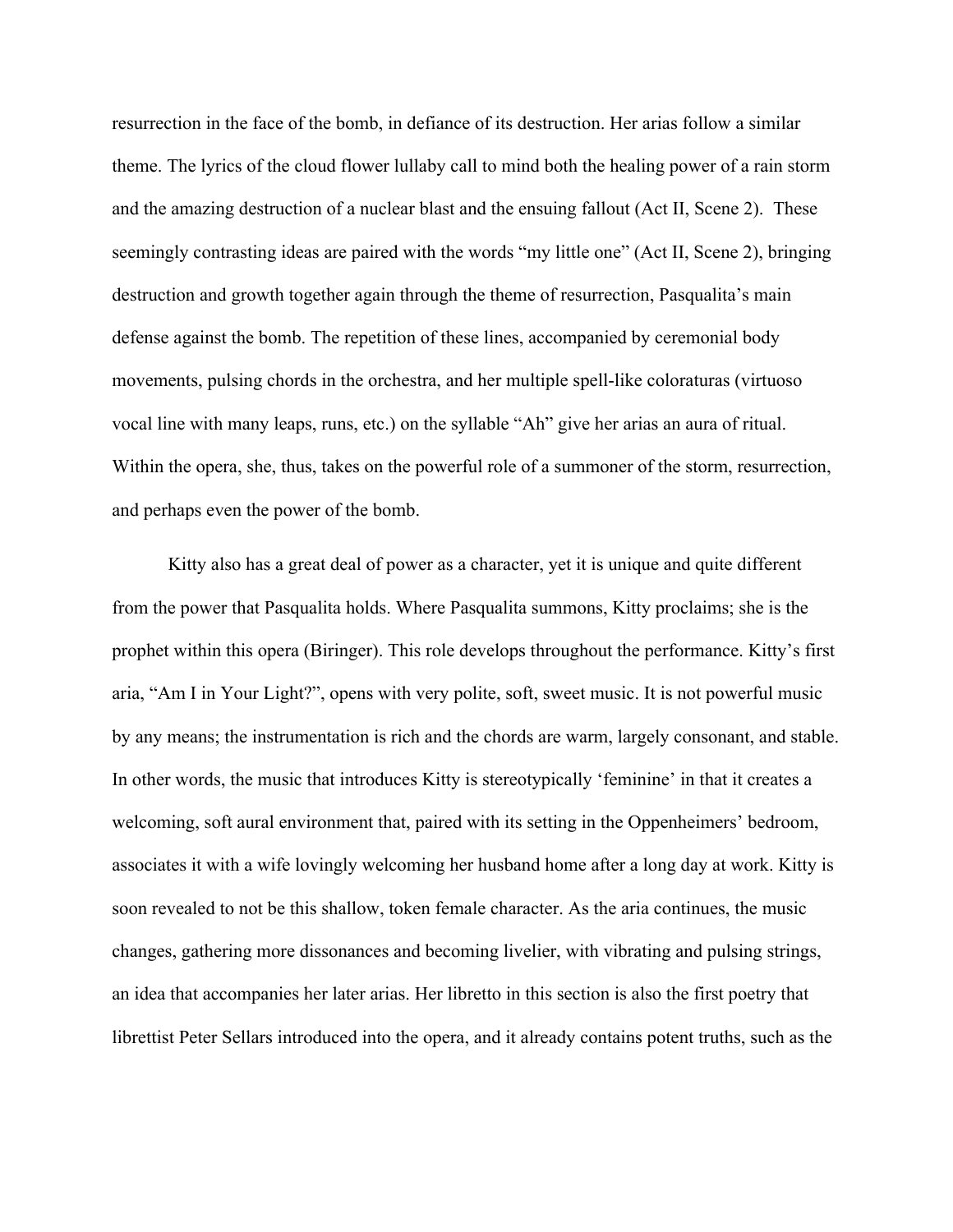resurrection in the face of the bomb, in defiance of its destruction. Her arias follow a similar theme. The lyrics of the cloud flower lullaby call to mind both the healing power of a rain storm and the amazing destruction of a nuclear blast and the ensuing fallout (Act II, Scene 2). These seemingly contrasting ideas are paired with the words "my little one" (Act II, Scene 2), bringing destruction and growth together again through the theme of resurrection, Pasqualita's main defense against the bomb. The repetition of these lines, accompanied by ceremonial body movements, pulsing chords in the orchestra, and her multiple spell-like coloraturas (virtuoso vocal line with many leaps, runs, etc.) on the syllable "Ah" give her arias an aura of ritual. Within the opera, she, thus, takes on the powerful role of a summoner of the storm, resurrection, and perhaps even the power of the bomb.

Kitty also has a great deal of power as a character, yet it is unique and quite different from the power that Pasqualita holds. Where Pasqualita summons, Kitty proclaims; she is the prophet within this opera (Biringer). This role develops throughout the performance. Kitty's first aria, "Am I in Your Light?", opens with very polite, soft, sweet music. It is not powerful music by any means; the instrumentation is rich and the chords are warm, largely consonant, and stable. In other words, the music that introduces Kitty is stereotypically 'feminine' in that it creates a welcoming, soft aural environment that, paired with its setting in the Oppenheimers' bedroom, associates it with a wife lovingly welcoming her husband home after a long day at work. Kitty is soon revealed to not be this shallow, token female character. As the aria continues, the music changes, gathering more dissonances and becoming livelier, with vibrating and pulsing strings, an idea that accompanies her later arias. Her libretto in this section is also the first poetry that librettist Peter Sellars introduced into the opera, and it already contains potent truths, such as the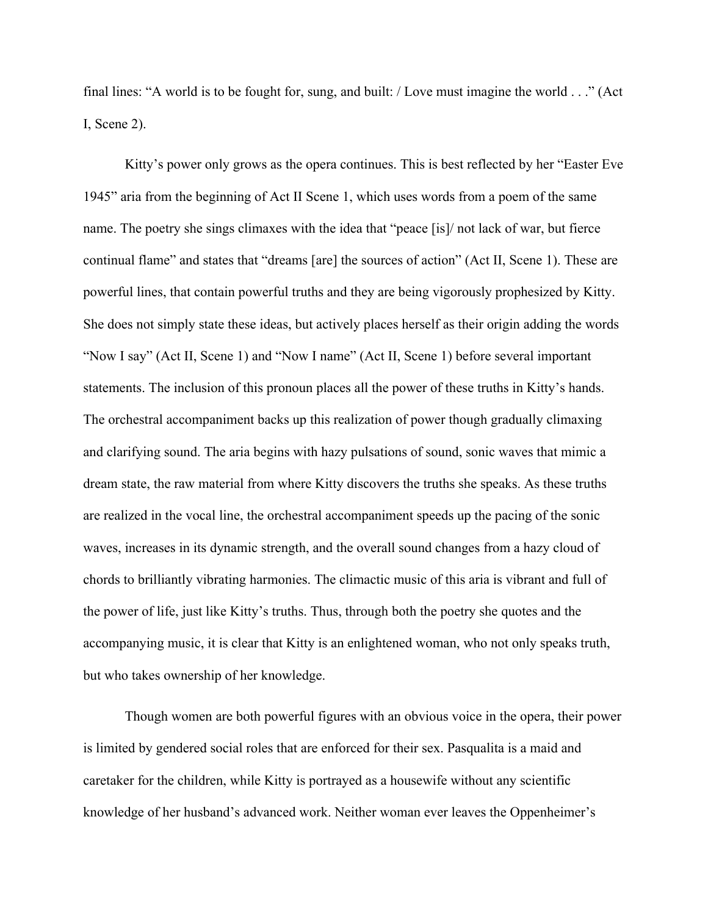final lines: “A world is to be fought for, sung, and built: / Love must imagine the world . . .” (Act I, Scene 2).

Kitty’s power only grows as the opera continues. This is best reflected by her “Easter Eve 1945” aria from the beginning of Act II Scene 1, which uses words from a poem of the same name. The poetry she sings climaxes with the idea that “peace [is]/ not lack of war, but fierce continual flame” and states that “dreams [are] the sources of action” (Act II, Scene 1). These are powerful lines, that contain powerful truths and they are being vigorously prophesized by Kitty. She does not simply state these ideas, but actively places herself as their origin adding the words “Now I say” (Act II, Scene 1) and “Now I name” (Act II, Scene 1) before several important statements. The inclusion of this pronoun places all the power of these truths in Kitty’s hands. The orchestral accompaniment backs up this realization of power though gradually climaxing and clarifying sound. The aria begins with hazy pulsations of sound, sonic waves that mimic a dream state, the raw material from where Kitty discovers the truths she speaks. As these truths are realized in the vocal line, the orchestral accompaniment speeds up the pacing of the sonic waves, increases in its dynamic strength, and the overall sound changes from a hazy cloud of chords to brilliantly vibrating harmonies. The climactic music of this aria is vibrant and full of the power of life, just like Kitty’s truths. Thus, through both the poetry she quotes and the accompanying music, it is clear that Kitty is an enlightened woman, who not only speaks truth, but who takes ownership of her knowledge.

Though women are both powerful figures with an obvious voice in the opera, their power is limited by gendered social roles that are enforced for their sex. Pasqualita is a maid and caretaker for the children, while Kitty is portrayed as a housewife without any scientific knowledge of her husband’s advanced work. Neither woman ever leaves the Oppenheimer’s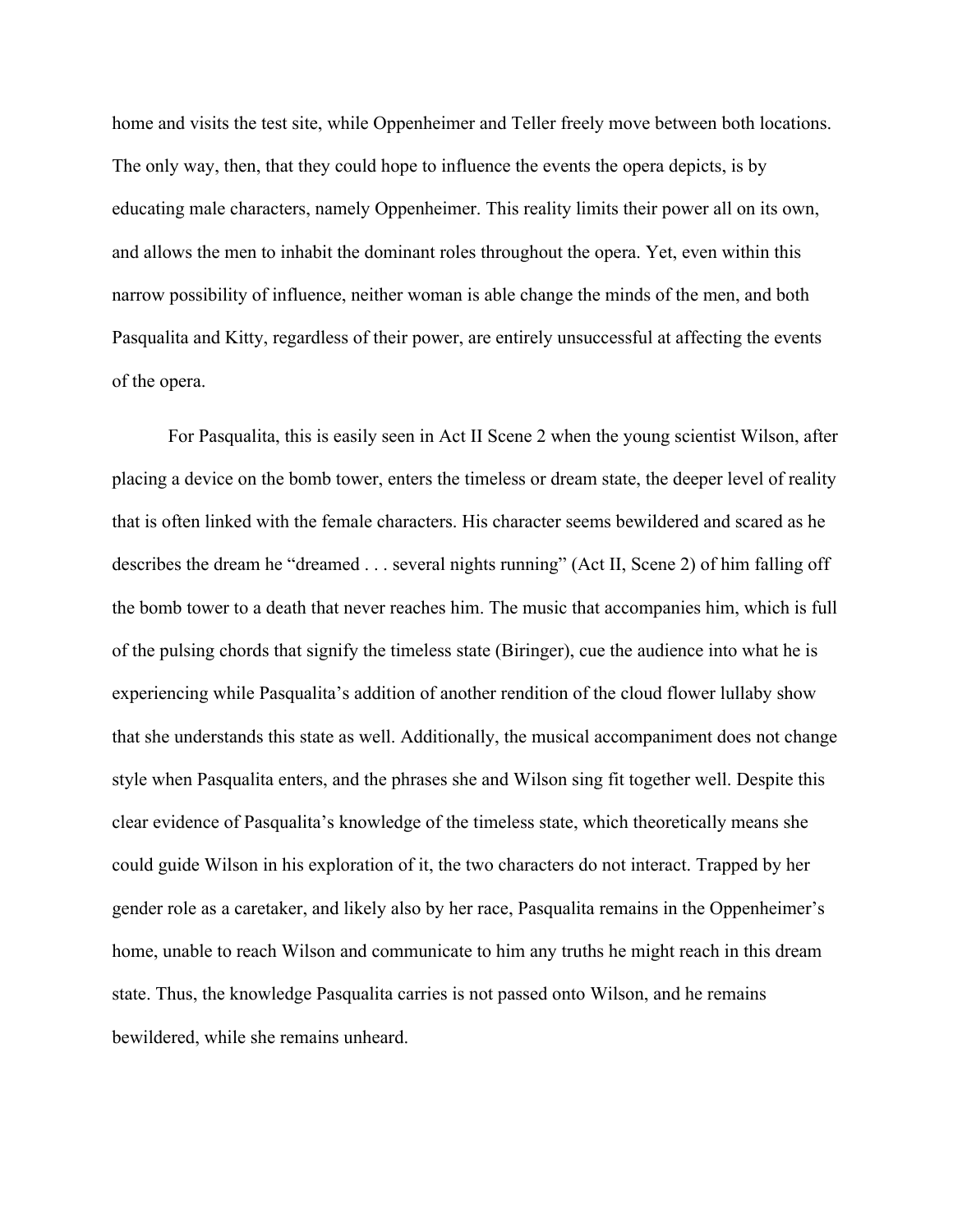home and visits the test site, while Oppenheimer and Teller freely move between both locations. The only way, then, that they could hope to influence the events the opera depicts, is by educating male characters, namely Oppenheimer. This reality limits their power all on its own, and allows the men to inhabit the dominant roles throughout the opera. Yet, even within this narrow possibility of influence, neither woman is able change the minds of the men, and both Pasqualita and Kitty, regardless of their power, are entirely unsuccessful at affecting the events of the opera.

For Pasqualita, this is easily seen in Act II Scene 2 when the young scientist Wilson, after placing a device on the bomb tower, enters the timeless or dream state, the deeper level of reality that is often linked with the female characters. His character seems bewildered and scared as he describes the dream he "dreamed . . . several nights running" (Act II, Scene 2) of him falling off the bomb tower to a death that never reaches him. The music that accompanies him, which is full of the pulsing chords that signify the timeless state (Biringer), cue the audience into what he is experiencing while Pasqualita's addition of another rendition of the cloud flower lullaby show that she understands this state as well. Additionally, the musical accompaniment does not change style when Pasqualita enters, and the phrases she and Wilson sing fit together well. Despite this clear evidence of Pasqualita's knowledge of the timeless state, which theoretically means she could guide Wilson in his exploration of it, the two characters do not interact. Trapped by her gender role as a caretaker, and likely also by her race, Pasqualita remains in the Oppenheimer's home, unable to reach Wilson and communicate to him any truths he might reach in this dream state. Thus, the knowledge Pasqualita carries is not passed onto Wilson, and he remains bewildered, while she remains unheard.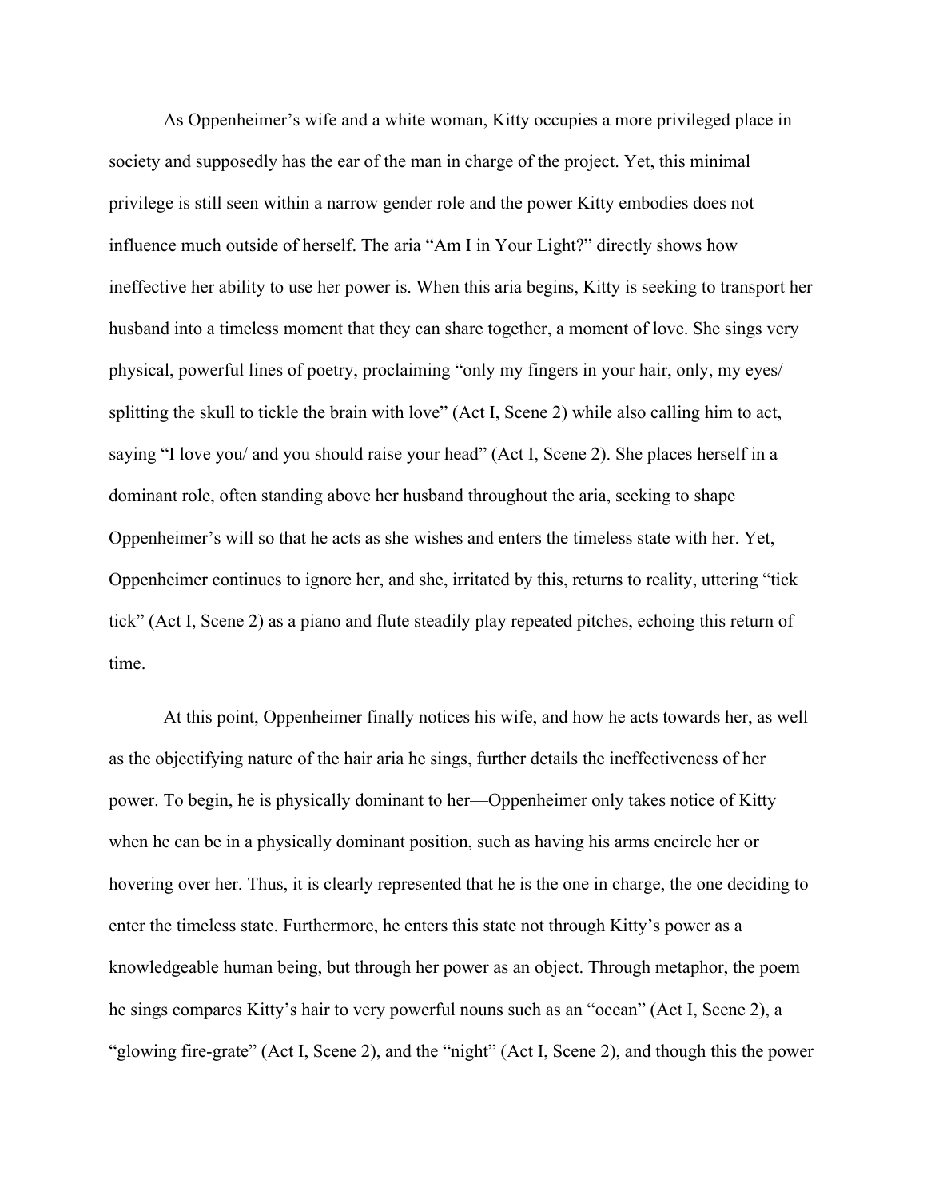As Oppenheimer's wife and a white woman, Kitty occupies a more privileged place in society and supposedly has the ear of the man in charge of the project. Yet, this minimal privilege is still seen within a narrow gender role and the power Kitty embodies does not influence much outside of herself. The aria "Am I in Your Light?" directly shows how ineffective her ability to use her power is. When this aria begins, Kitty is seeking to transport her husband into a timeless moment that they can share together, a moment of love. She sings very physical, powerful lines of poetry, proclaiming "only my fingers in your hair, only, my eyes/ splitting the skull to tickle the brain with love" (Act I, Scene 2) while also calling him to act, saying "I love you/ and you should raise your head" (Act I, Scene 2). She places herself in a dominant role, often standing above her husband throughout the aria, seeking to shape Oppenheimer's will so that he acts as she wishes and enters the timeless state with her. Yet, Oppenheimer continues to ignore her, and she, irritated by this, returns to reality, uttering "tick tick" (Act I, Scene 2) as a piano and flute steadily play repeated pitches, echoing this return of time.

At this point, Oppenheimer finally notices his wife, and how he acts towards her, as well as the objectifying nature of the hair aria he sings, further details the ineffectiveness of her power. To begin, he is physically dominant to her—Oppenheimer only takes notice of Kitty when he can be in a physically dominant position, such as having his arms encircle her or hovering over her. Thus, it is clearly represented that he is the one in charge, the one deciding to enter the timeless state. Furthermore, he enters this state not through Kitty's power as a knowledgeable human being, but through her power as an object. Through metaphor, the poem he sings compares Kitty's hair to very powerful nouns such as an "ocean" (Act I, Scene 2), a "glowing fire-grate" (Act I, Scene 2), and the "night" (Act I, Scene 2), and though this the power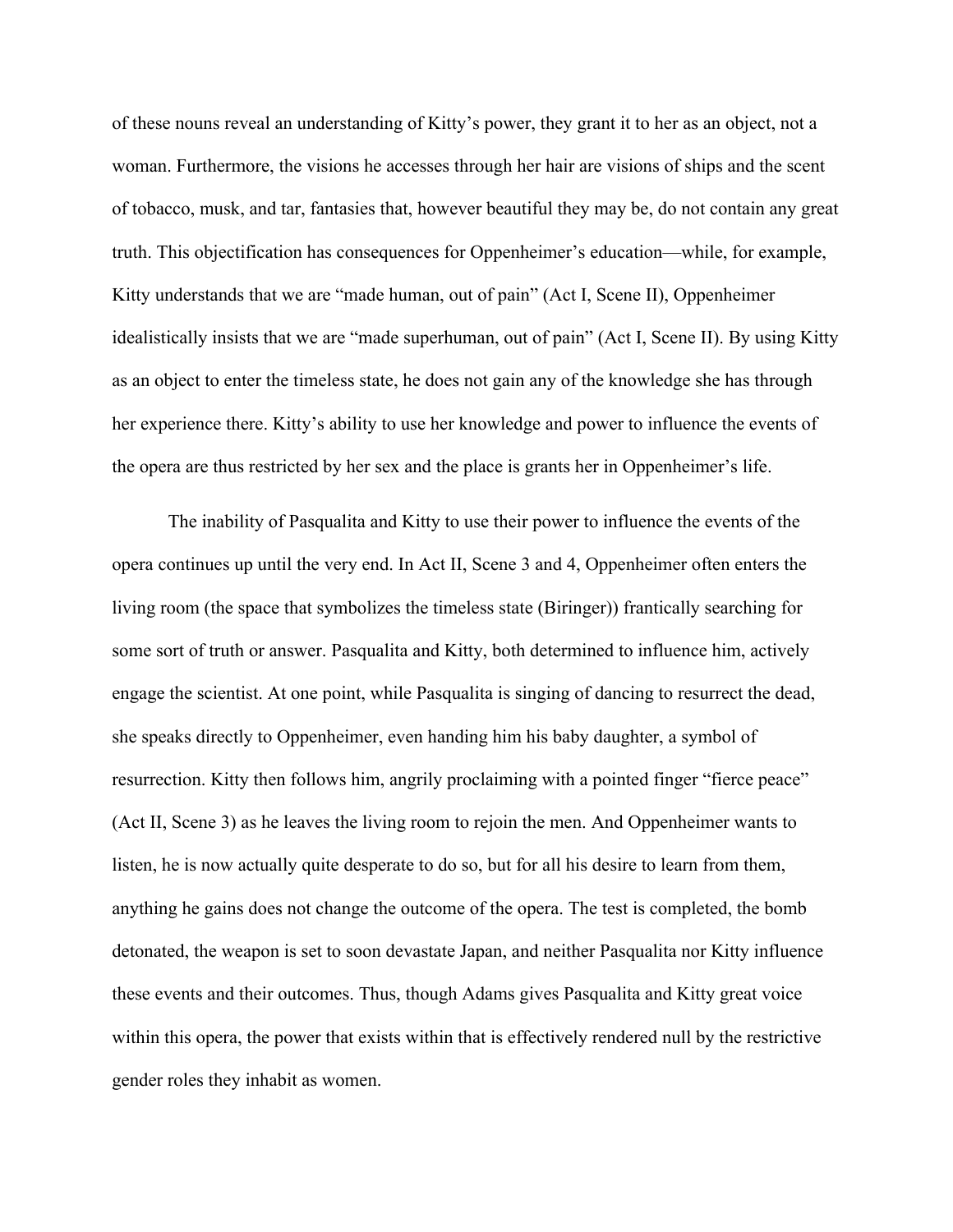of these nouns reveal an understanding of Kitty's power, they grant it to her as an object, not a woman. Furthermore, the visions he accesses through her hair are visions of ships and the scent of tobacco, musk, and tar, fantasies that, however beautiful they may be, do not contain any great truth. This objectification has consequences for Oppenheimer's education—while, for example, Kitty understands that we are "made human, out of pain" (Act I, Scene II), Oppenheimer idealistically insists that we are "made superhuman, out of pain" (Act I, Scene II). By using Kitty as an object to enter the timeless state, he does not gain any of the knowledge she has through her experience there. Kitty's ability to use her knowledge and power to influence the events of the opera are thus restricted by her sex and the place is grants her in Oppenheimer's life.

The inability of Pasqualita and Kitty to use their power to influence the events of the opera continues up until the very end. In Act II, Scene 3 and 4, Oppenheimer often enters the living room (the space that symbolizes the timeless state (Biringer)) frantically searching for some sort of truth or answer. Pasqualita and Kitty, both determined to influence him, actively engage the scientist. At one point, while Pasqualita is singing of dancing to resurrect the dead, she speaks directly to Oppenheimer, even handing him his baby daughter, a symbol of resurrection. Kitty then follows him, angrily proclaiming with a pointed finger "fierce peace" (Act II, Scene 3) as he leaves the living room to rejoin the men. And Oppenheimer wants to listen, he is now actually quite desperate to do so, but for all his desire to learn from them, anything he gains does not change the outcome of the opera. The test is completed, the bomb detonated, the weapon is set to soon devastate Japan, and neither Pasqualita nor Kitty influence these events and their outcomes. Thus, though Adams gives Pasqualita and Kitty great voice within this opera, the power that exists within that is effectively rendered null by the restrictive gender roles they inhabit as women.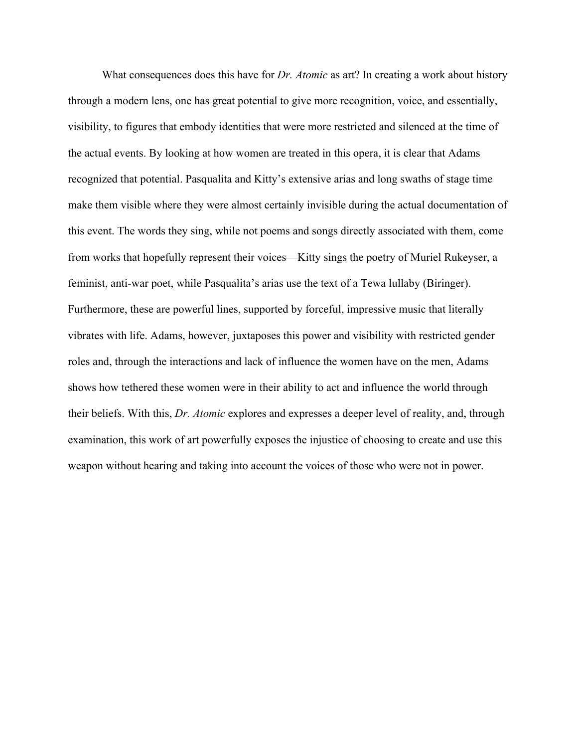What consequences does this have for *Dr. Atomic* as art? In creating a work about history through a modern lens, one has great potential to give more recognition, voice, and essentially, visibility, to figures that embody identities that were more restricted and silenced at the time of the actual events. By looking at how women are treated in this opera, it is clear that Adams recognized that potential. Pasqualita and Kitty's extensive arias and long swaths of stage time make them visible where they were almost certainly invisible during the actual documentation of this event. The words they sing, while not poems and songs directly associated with them, come from works that hopefully represent their voices—Kitty sings the poetry of Muriel Rukeyser, a feminist, anti-war poet, while Pasqualita's arias use the text of a Tewa lullaby (Biringer). Furthermore, these are powerful lines, supported by forceful, impressive music that literally vibrates with life. Adams, however, juxtaposes this power and visibility with restricted gender roles and, through the interactions and lack of influence the women have on the men, Adams shows how tethered these women were in their ability to act and influence the world through their beliefs. With this, *Dr. Atomic* explores and expresses a deeper level of reality, and, through examination, this work of art powerfully exposes the injustice of choosing to create and use this weapon without hearing and taking into account the voices of those who were not in power.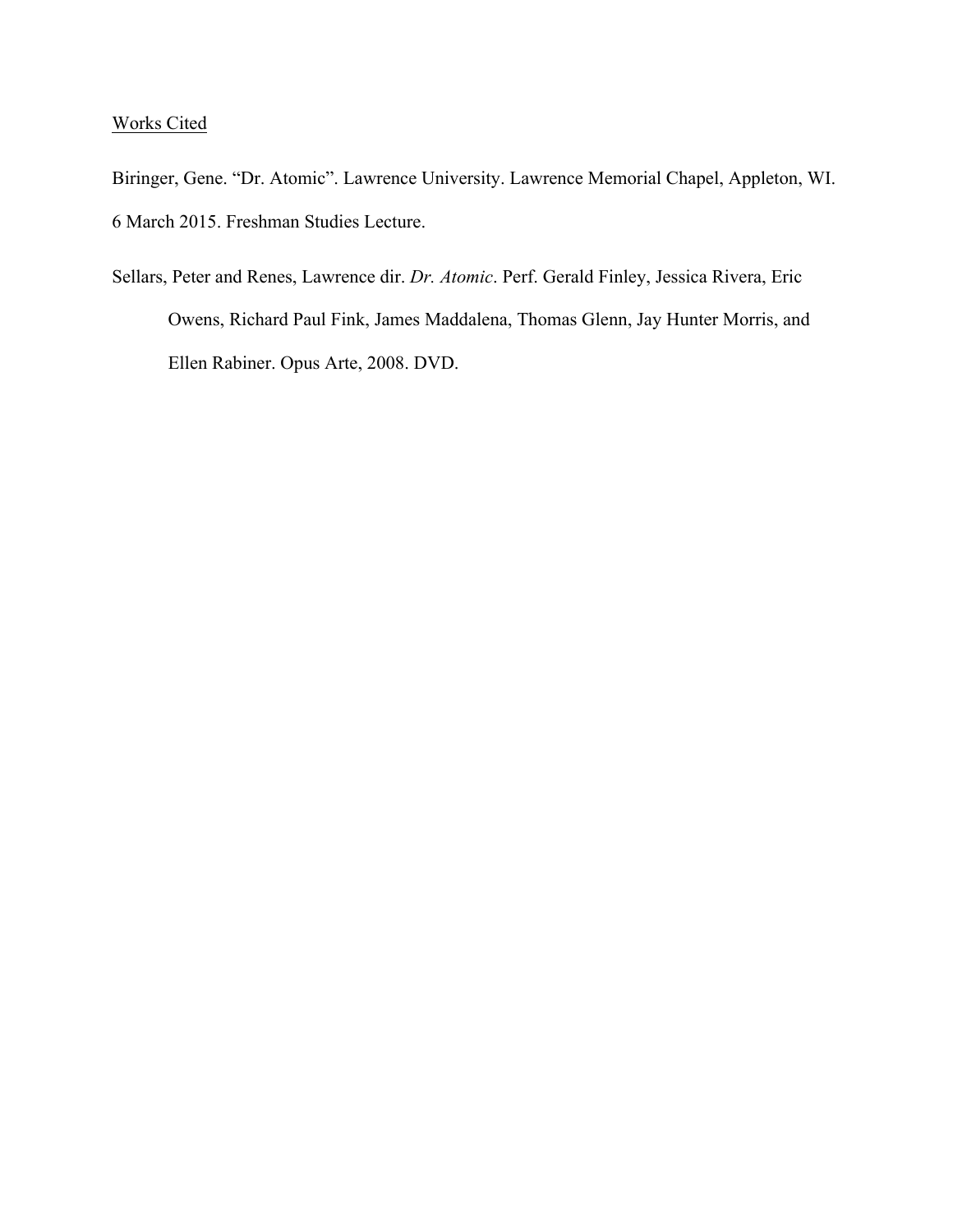Works Cited

Biringer, Gene. "Dr. Atomic". Lawrence University. Lawrence Memorial Chapel, Appleton, WI. 6 March 2015. Freshman Studies Lecture.

Sellars, Peter and Renes, Lawrence dir. *Dr. Atomic*. Perf. Gerald Finley, Jessica Rivera, Eric Owens, Richard Paul Fink, James Maddalena, Thomas Glenn, Jay Hunter Morris, and Ellen Rabiner. Opus Arte, 2008. DVD.